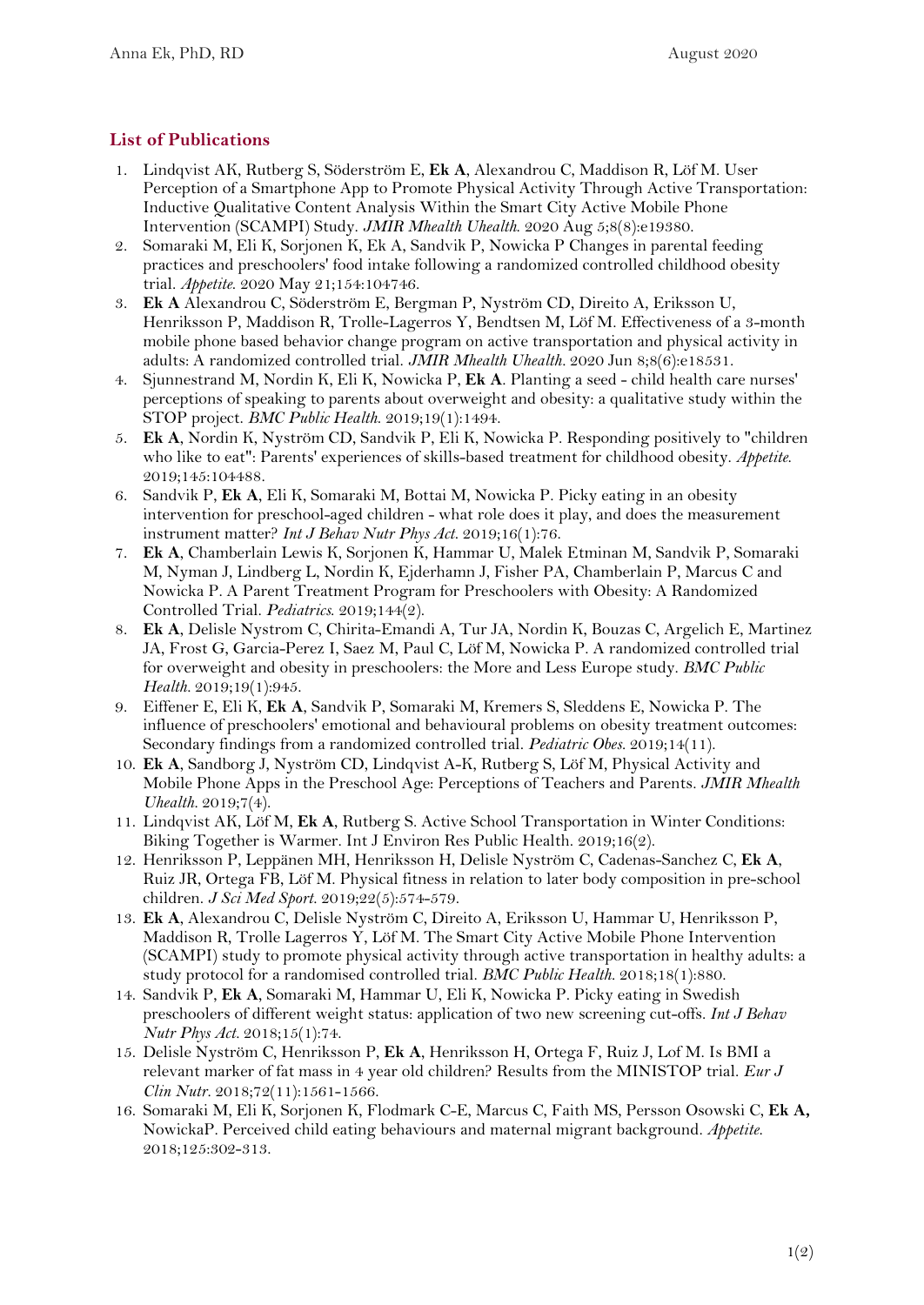## List of Publications

1. Lindqvist AK, Rutberg S, Söderström E, **Ek A**, Alexandrou C, Maddison R, Löf M. User Perception of a Smartphone App to Promote Physical Activity Through Active Transportation: Inductive Qualitative Content Analysis Within the Smart City Active Mobile Phone Intervention (SCAMPI) Study. *JMIR Mhealth Uhealth.* 2020 Aug 5;8(8):e19380.
2. Somaraki M, Eli K, Sorjonen K, Ek A, Sandvik P, Nowicka P Changes in parental feeding practices and preschoolers' food intake following a randomized controlled childhood obesity trial. *Appetite.* 2020 May 21;154:104746.
3. **Ek A** Alexandrou C, Söderström E, Bergman P, Nyström CD, Direito A, Eriksson U, Henriksson P, Maddison R, Trolle-Lagerros Y, Bendtsen M, Löf M. Effectiveness of a 3-month mobile phone based behavior change program on active transportation and physical activity in adults: A randomized controlled trial. *JMIR Mhealth Uhealth.* 2020 Jun 8;8(6):e18531.
4. Sjunnestrand M, Nordin K, Eli K, Nowicka P, **Ek A**. Planting a seed - child health care nurses' perceptions of speaking to parents about overweight and obesity: a qualitative study within the STOP project. *BMC Public Health.* 2019;19(1):1494.
5. **Ek A**, Nordin K, Nyström CD, Sandvik P, Eli K, Nowicka P. Responding positively to "children who like to eat": Parents' experiences of skills-based treatment for childhood obesity. *Appetite.* 2019;145:104488.
6. Sandvik P, **Ek A**, Eli K, Somaraki M, Bottai M, Nowicka P. Picky eating in an obesity intervention for preschool-aged children - what role does it play, and does the measurement instrument matter? *Int J Behav Nutr Phys Act.* 2019;16(1):76.
7. **Ek A**, Chamberlain Lewis K, Sorjonen K, Hammar U, Malek Etminan M, Sandvik P, Somaraki M, Nyman J, Lindberg L, Nordin K, Ejderhamn J, Fisher PA, Chamberlain P, Marcus C and Nowicka P. A Parent Treatment Program for Preschoolers with Obesity: A Randomized Controlled Trial. *Pediatrics.* 2019;144(2).
8. **Ek A**, Delisle Nystrom C, Chirita-Emandi A, Tur JA, Nordin K, Bouzas C, Argelich E, Martinez JA, Frost G, Garcia-Perez I, Saez M, Paul C, Löf M, Nowicka P. A randomized controlled trial for overweight and obesity in preschoolers: the More and Less Europe study. *BMC Public Health.* 2019;19(1):945.
9. Eiffener E, Eli K, **Ek A**, Sandvik P, Somaraki M, Kremers S, Sleddens E, Nowicka P. The influence of preschoolers' emotional and behavioural problems on obesity treatment outcomes: Secondary findings from a randomized controlled trial. *Pediatric Obes.* 2019;14(11).
10. **Ek A**, Sandborg J, Nyström CD, Lindqvist A-K, Rutberg S, Löf M, Physical Activity and Mobile Phone Apps in the Preschool Age: Perceptions of Teachers and Parents. *JMIR Mhealth Uhealth.* 2019;7(4).
11. Lindqvist AK, Löf M, **Ek A**, Rutberg S. Active School Transportation in Winter Conditions: Biking Together is Warmer. Int J Environ Res Public Health. 2019;16(2).
12. Henriksson P, Leppänen MH, Henriksson H, Delisle Nyström C, Cadenas-Sanchez C, **Ek A**, Ruiz JR, Ortega FB, Löf M. Physical fitness in relation to later body composition in pre-school children. *J Sci Med Sport.* 2019;22(5):574-579.
13. **Ek A**, Alexandrou C, Delisle Nyström C, Direito A, Eriksson U, Hammar U, Henriksson P, Maddison R, Trolle Lagerros Y, Löf M. The Smart City Active Mobile Phone Intervention (SCAMPI) study to promote physical activity through active transportation in healthy adults: a study protocol for a randomised controlled trial. *BMC Public Health.* 2018;18(1):880.
14. Sandvik P, **Ek A**, Somaraki M, Hammar U, Eli K, Nowicka P. Picky eating in Swedish preschoolers of different weight status: application of two new screening cut-offs. *Int J Behav Nutr Phys Act.* 2018;15(1):74.
15. Delisle Nyström C, Henriksson P, **Ek A**, Henriksson H, Ortega F, Ruiz J, Lof M. Is BMI a relevant marker of fat mass in 4 year old children? Results from the MINISTOP trial. *Eur J Clin Nutr.* 2018;72(11):1561-1566.
16. Somaraki M, Eli K, Sorjonen K, Flodmark C-E, Marcus C, Faith MS, Persson Osowski C, **Ek A,** NowickaP. Perceived child eating behaviours and maternal migrant background. *Appetite.* 2018;125:302-313.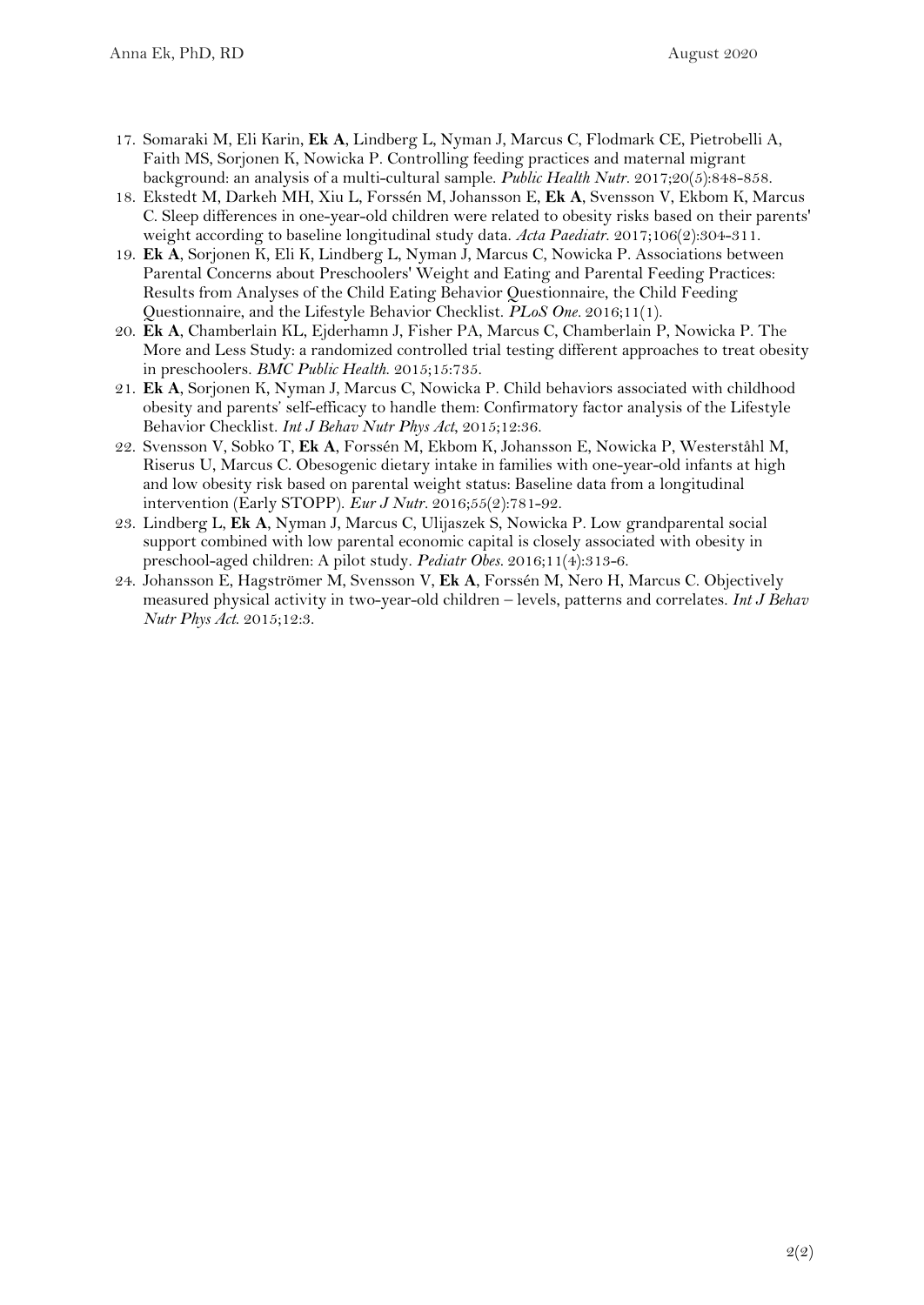17. Somaraki M, Eli Karin, **Ek A**, Lindberg L, Nyman J, Marcus C, Flodmark CE, Pietrobelli A, Faith MS, Sorjonen K, Nowicka P. Controlling feeding practices and maternal migrant background: an analysis of a multi-cultural sample. *Public Health Nutr.* 2017;20(5):848-858.
18. Ekstedt M, Darkeh MH, Xiu L, Forssén M, Johansson E, **Ek A**, Svensson V, Ekbom K, Marcus C. Sleep differences in one-year-old children were related to obesity risks based on their parents' weight according to baseline longitudinal study data. *Acta Paediatr.* 2017;106(2):304-311.
19. **Ek A**, Sorjonen K, Eli K, Lindberg L, Nyman J, Marcus C, Nowicka P. Associations between Parental Concerns about Preschoolers' Weight and Eating and Parental Feeding Practices: Results from Analyses of the Child Eating Behavior Questionnaire, the Child Feeding Questionnaire, and the Lifestyle Behavior Checklist. *PLoS One.* 2016;11(1).
20. **Ek A**, Chamberlain KL, Ejderhamn J, Fisher PA, Marcus C, Chamberlain P, Nowicka P. The More and Less Study: a randomized controlled trial testing different approaches to treat obesity in preschoolers. *BMC Public Health.* 2015;15:735.
21. **Ek A**, Sorjonen K, Nyman J, Marcus C, Nowicka P. Child behaviors associated with childhood obesity and parents' self-efficacy to handle them: Confirmatory factor analysis of the Lifestyle Behavior Checklist. *Int J Behav Nutr Phys Act*, 2015;12:36.
22. Svensson V, Sobko T, **Ek A**, Forssén M, Ekbom K, Johansson E, Nowicka P, Westerståhl M, Riserus U, Marcus C. Obesogenic dietary intake in families with one-year-old infants at high and low obesity risk based on parental weight status: Baseline data from a longitudinal intervention (Early STOPP). *Eur J Nutr.* 2016;55(2):781-92.
23. Lindberg L, **Ek A**, Nyman J, Marcus C, Ulijaszek S, Nowicka P. Low grandparental social support combined with low parental economic capital is closely associated with obesity in preschool-aged children: A pilot study. *Pediatr Obes.* 2016;11(4):313-6.
24. Johansson E, Hagströmer M, Svensson V, **Ek A**, Forssén M, Nero H, Marcus C. Objectively measured physical activity in two-year-old children – levels, patterns and correlates. *Int J Behav Nutr Phys Act.* 2015;12:3.